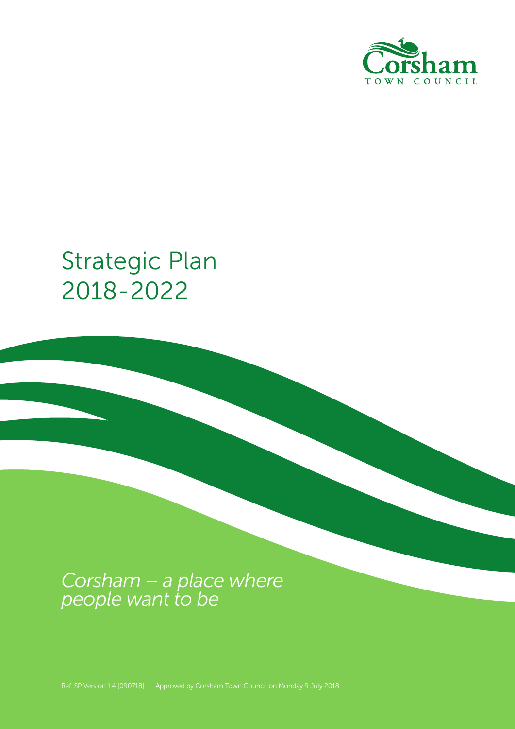Corsham
TOWN COUNCIL

# Strategic Plan 2018-2022

*Corsham – a place where people want to be*

Ref: SP Version 1.4 [090718] | Approved by Corsham Town Council on Monday 9 July 2018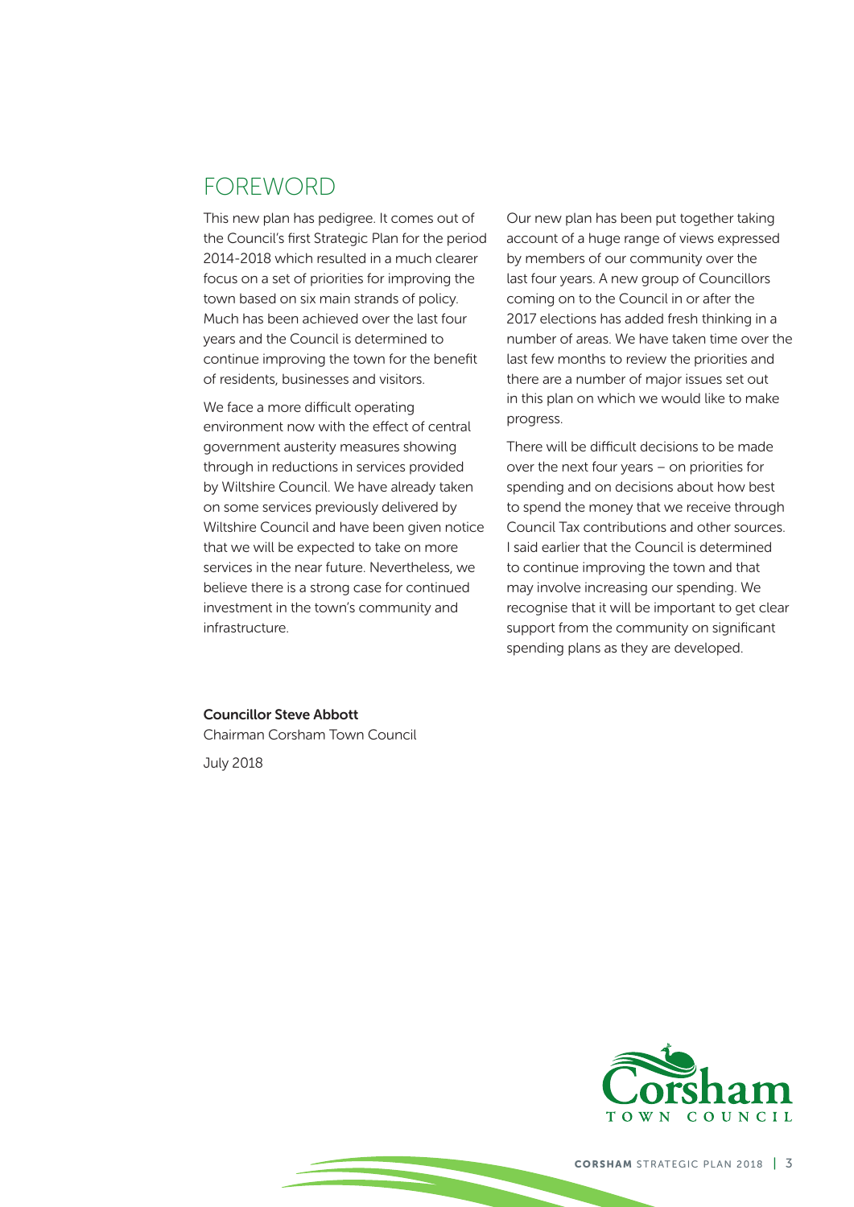# FOREWORD

This new plan has pedigree. It comes out of the Council's first Strategic Plan for the period 2014-2018 which resulted in a much clearer focus on a set of priorities for improving the town based on six main strands of policy. Much has been achieved over the last four years and the Council is determined to continue improving the town for the benefit of residents, businesses and visitors.

We face a more difficult operating environment now with the effect of central government austerity measures showing through in reductions in services provided by Wiltshire Council. We have already taken on some services previously delivered by Wiltshire Council and have been given notice that we will be expected to take on more services in the near future. Nevertheless, we believe there is a strong case for continued investment in the town's community and infrastructure.

Our new plan has been put together taking account of a huge range of views expressed by members of our community over the last four years. A new group of Councillors coming on to the Council in or after the 2017 elections has added fresh thinking in a number of areas. We have taken time over the last few months to review the priorities and there are a number of major issues set out in this plan on which we would like to make progress.

There will be difficult decisions to be made over the next four years – on priorities for spending and on decisions about how best to spend the money that we receive through Council Tax contributions and other sources. I said earlier that the Council is determined to continue improving the town and that may involve increasing our spending. We recognise that it will be important to get clear support from the community on significant spending plans as they are developed.

**Councillor Steve Abbott**

Chairman Corsham Town Council

July 2018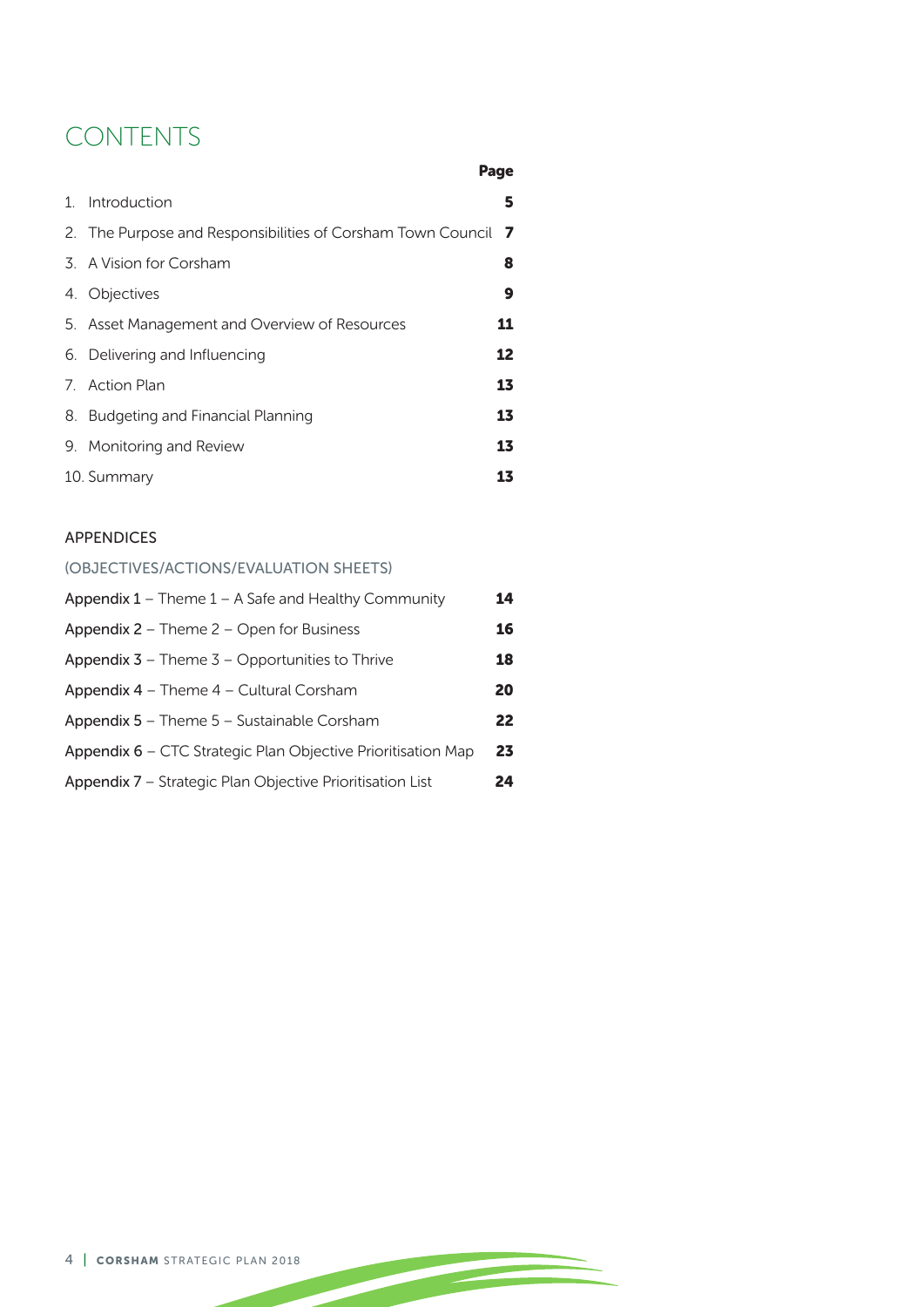# CONTENTS

| | Page |
|---|---|
| 1. Introduction | **5** |
| 2. The Purpose and Responsibilities of Corsham Town Council | **7** |
| 3. A Vision for Corsham | **8** |
| 4. Objectives | **9** |
| 5. Asset Management and Overview of Resources | **11** |
| 6. Delivering and Influencing | **12** |
| 7. Action Plan | **13** |
| 8. Budgeting and Financial Planning | **13** |
| 9. Monitoring and Review | **13** |
| 10. Summary | **13** |

## APPENDICES

### (OBJECTIVES/ACTIONS/EVALUATION SHEETS)

| | |
|---|---|
| Appendix 1 – Theme 1 – A Safe and Healthy Community | **14** |
| Appendix 2 – Theme 2 – Open for Business | **16** |
| Appendix 3 – Theme 3 – Opportunities to Thrive | **18** |
| Appendix 4 – Theme 4 – Cultural Corsham | **20** |
| Appendix 5 – Theme 5 – Sustainable Corsham | **22** |
| Appendix 6 – CTC Strategic Plan Objective Prioritisation Map | **23** |
| Appendix 7 – Strategic Plan Objective Prioritisation List | **24** |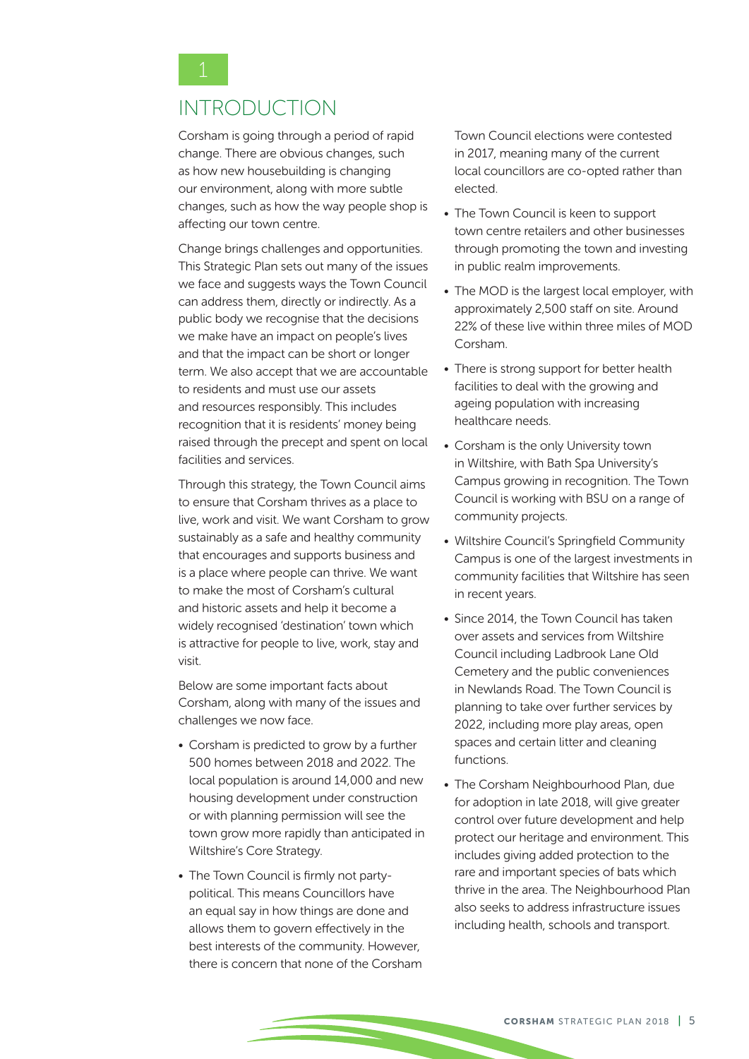# 1 INTRODUCTION

Corsham is going through a period of rapid change. There are obvious changes, such as how new housebuilding is changing our environment, along with more subtle changes, such as how the way people shop is affecting our town centre.

Change brings challenges and opportunities. This Strategic Plan sets out many of the issues we face and suggests ways the Town Council can address them, directly or indirectly. As a public body we recognise that the decisions we make have an impact on people's lives and that the impact can be short or longer term. We also accept that we are accountable to residents and must use our assets and resources responsibly. This includes recognition that it is residents' money being raised through the precept and spent on local facilities and services.

Through this strategy, the Town Council aims to ensure that Corsham thrives as a place to live, work and visit. We want Corsham to grow sustainably as a safe and healthy community that encourages and supports business and is a place where people can thrive. We want to make the most of Corsham's cultural and historic assets and help it become a widely recognised 'destination' town which is attractive for people to live, work, stay and visit.

Below are some important facts about Corsham, along with many of the issues and challenges we now face.

- Corsham is predicted to grow by a further 500 homes between 2018 and 2022. The local population is around 14,000 and new housing development under construction or with planning permission will see the town grow more rapidly than anticipated in Wiltshire's Core Strategy.
- The Town Council is firmly not party-political. This means Councillors have an equal say in how things are done and allows them to govern effectively in the best interests of the community. However, there is concern that none of the Corsham Town Council elections were contested in 2017, meaning many of the current local councillors are co-opted rather than elected.
- The Town Council is keen to support town centre retailers and other businesses through promoting the town and investing in public realm improvements.
- The MOD is the largest local employer, with approximately 2,500 staff on site. Around 22% of these live within three miles of MOD Corsham.
- There is strong support for better health facilities to deal with the growing and ageing population with increasing healthcare needs.
- Corsham is the only University town in Wiltshire, with Bath Spa University's Campus growing in recognition. The Town Council is working with BSU on a range of community projects.
- Wiltshire Council's Springfield Community Campus is one of the largest investments in community facilities that Wiltshire has seen in recent years.
- Since 2014, the Town Council has taken over assets and services from Wiltshire Council including Ladbrook Lane Old Cemetery and the public conveniences in Newlands Road. The Town Council is planning to take over further services by 2022, including more play areas, open spaces and certain litter and cleaning functions.
- The Corsham Neighbourhood Plan, due for adoption in late 2018, will give greater control over future development and help protect our heritage and environment. This includes giving added protection to the rare and important species of bats which thrive in the area. The Neighbourhood Plan also seeks to address infrastructure issues including health, schools and transport.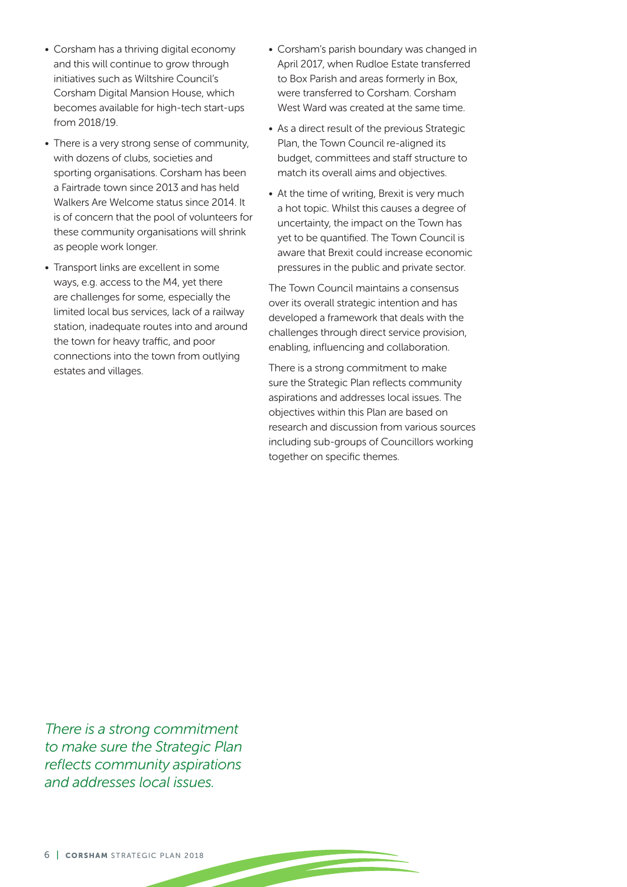- Corsham has a thriving digital economy and this will continue to grow through initiatives such as Wiltshire Council's Corsham Digital Mansion House, which becomes available for high-tech start-ups from 2018/19.
- There is a very strong sense of community, with dozens of clubs, societies and sporting organisations. Corsham has been a Fairtrade town since 2013 and has held Walkers Are Welcome status since 2014. It is of concern that the pool of volunteers for these community organisations will shrink as people work longer.
- Transport links are excellent in some ways, e.g. access to the M4, yet there are challenges for some, especially the limited local bus services, lack of a railway station, inadequate routes into and around the town for heavy traffic, and poor connections into the town from outlying estates and villages.
- Corsham's parish boundary was changed in April 2017, when Rudloe Estate transferred to Box Parish and areas formerly in Box, were transferred to Corsham. Corsham West Ward was created at the same time.
- As a direct result of the previous Strategic Plan, the Town Council re-aligned its budget, committees and staff structure to match its overall aims and objectives.
- At the time of writing, Brexit is very much a hot topic. Whilst this causes a degree of uncertainty, the impact on the Town has yet to be quantified. The Town Council is aware that Brexit could increase economic pressures in the public and private sector.

The Town Council maintains a consensus over its overall strategic intention and has developed a framework that deals with the challenges through direct service provision, enabling, influencing and collaboration.

There is a strong commitment to make sure the Strategic Plan reflects community aspirations and addresses local issues. The objectives within this Plan are based on research and discussion from various sources including sub-groups of Councillors working together on specific themes.

*There is a strong commitment to make sure the Strategic Plan reflects community aspirations and addresses local issues.*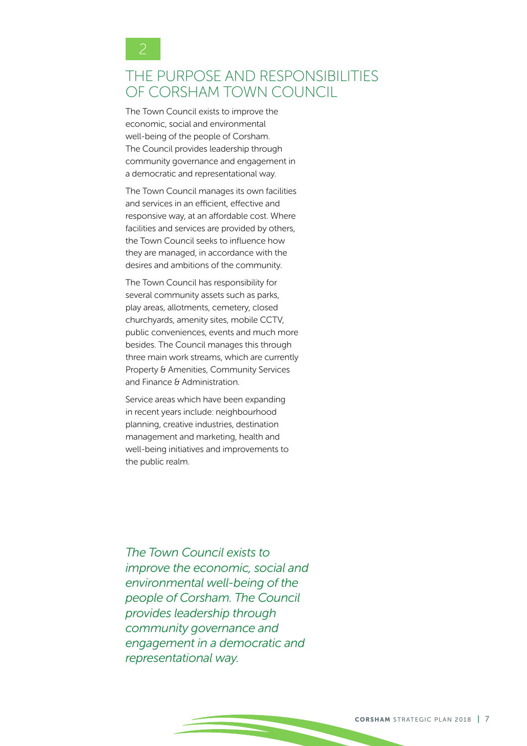2

# THE PURPOSE AND RESPONSIBILITIES OF CORSHAM TOWN COUNCIL

The Town Council exists to improve the economic, social and environmental well-being of the people of Corsham. The Council provides leadership through community governance and engagement in a democratic and representational way.

The Town Council manages its own facilities and services in an efficient, effective and responsive way, at an affordable cost. Where facilities and services are provided by others, the Town Council seeks to influence how they are managed, in accordance with the desires and ambitions of the community.

The Town Council has responsibility for several community assets such as parks, play areas, allotments, cemetery, closed churchyards, amenity sites, mobile CCTV, public conveniences, events and much more besides. The Council manages this through three main work streams, which are currently Property & Amenities, Community Services and Finance & Administration.

Service areas which have been expanding in recent years include: neighbourhood planning, creative industries, destination management and marketing, health and well-being initiatives and improvements to the public realm.

*The Town Council exists to improve the economic, social and environmental well-being of the people of Corsham. The Council provides leadership through community governance and engagement in a democratic and representational way.*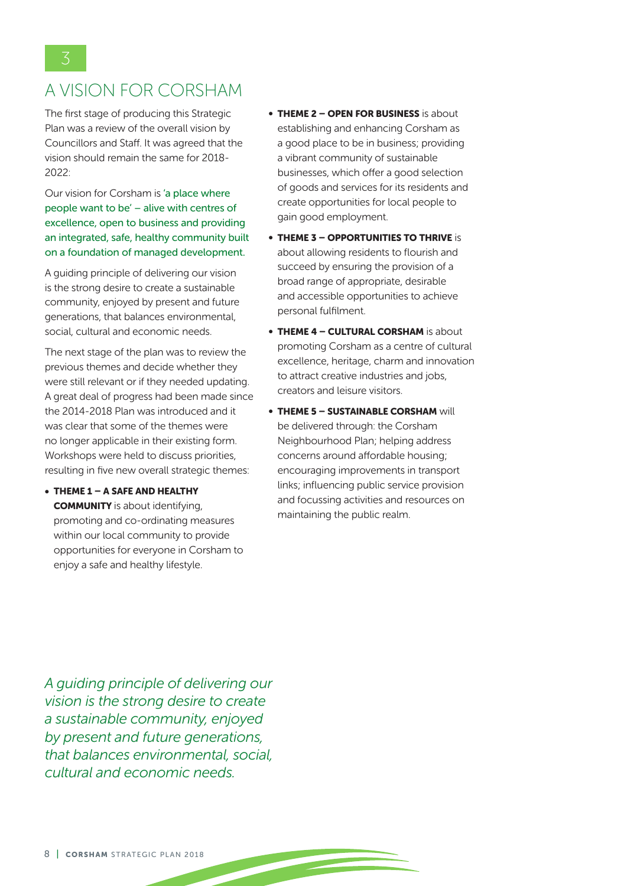# 3

# A VISION FOR CORSHAM

The first stage of producing this Strategic Plan was a review of the overall vision by Councillors and Staff. It was agreed that the vision should remain the same for 2018-2022:

Our vision for Corsham is 'a place where people want to be' – alive with centres of excellence, open to business and providing an integrated, safe, healthy community built on a foundation of managed development.

A guiding principle of delivering our vision is the strong desire to create a sustainable community, enjoyed by present and future generations, that balances environmental, social, cultural and economic needs.

The next stage of the plan was to review the previous themes and decide whether they were still relevant or if they needed updating. A great deal of progress had been made since the 2014-2018 Plan was introduced and it was clear that some of the themes were no longer applicable in their existing form. Workshops were held to discuss priorities, resulting in five new overall strategic themes:

- **THEME 1 – A SAFE AND HEALTHY COMMUNITY** is about identifying, promoting and co-ordinating measures within our local community to provide opportunities for everyone in Corsham to enjoy a safe and healthy lifestyle.
- **THEME 2 – OPEN FOR BUSINESS** is about establishing and enhancing Corsham as a good place to be in business; providing a vibrant community of sustainable businesses, which offer a good selection of goods and services for its residents and create opportunities for local people to gain good employment.
- **THEME 3 – OPPORTUNITIES TO THRIVE** is about allowing residents to flourish and succeed by ensuring the provision of a broad range of appropriate, desirable and accessible opportunities to achieve personal fulfilment.
- **THEME 4 – CULTURAL CORSHAM** is about promoting Corsham as a centre of cultural excellence, heritage, charm and innovation to attract creative industries and jobs, creators and leisure visitors.
- **THEME 5 – SUSTAINABLE CORSHAM** will be delivered through: the Corsham Neighbourhood Plan; helping address concerns around affordable housing; encouraging improvements in transport links; influencing public service provision and focussing activities and resources on maintaining the public realm.

*A guiding principle of delivering our vision is the strong desire to create a sustainable community, enjoyed by present and future generations, that balances environmental, social, cultural and economic needs.*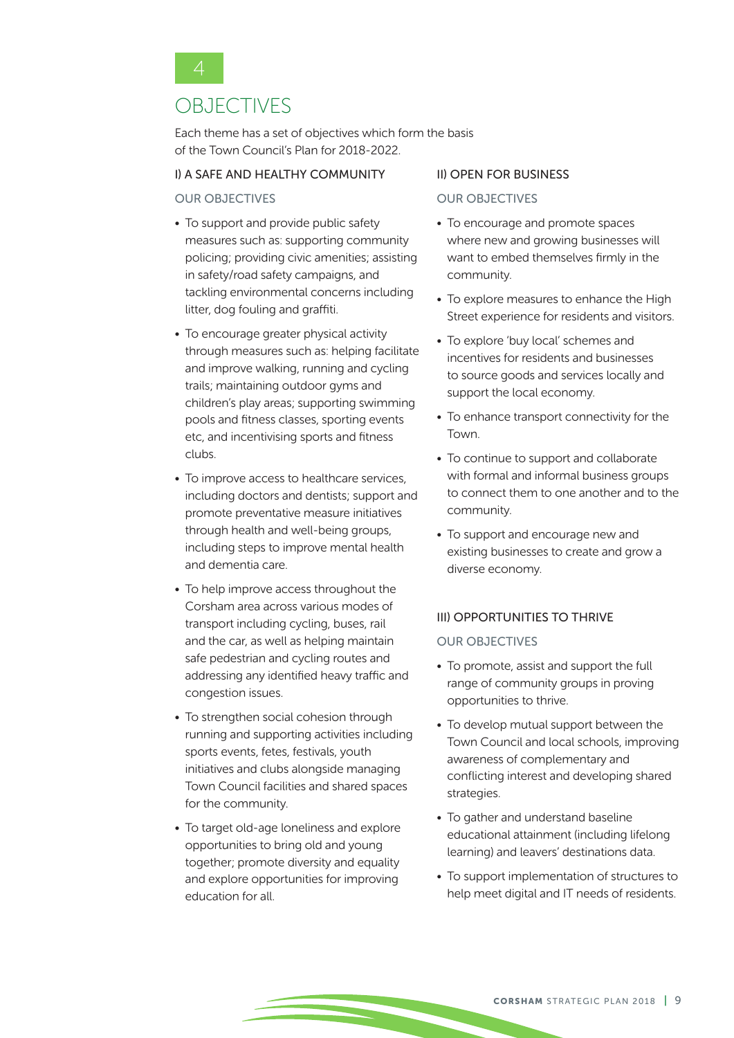4

# OBJECTIVES

Each theme has a set of objectives which form the basis of the Town Council's Plan for 2018-2022.

## I) A SAFE AND HEALTHY COMMUNITY

### OUR OBJECTIVES

- To support and provide public safety measures such as: supporting community policing; providing civic amenities; assisting in safety/road safety campaigns, and tackling environmental concerns including litter, dog fouling and graffiti.
- To encourage greater physical activity through measures such as: helping facilitate and improve walking, running and cycling trails; maintaining outdoor gyms and children's play areas; supporting swimming pools and fitness classes, sporting events etc, and incentivising sports and fitness clubs.
- To improve access to healthcare services, including doctors and dentists; support and promote preventative measure initiatives through health and well-being groups, including steps to improve mental health and dementia care.
- To help improve access throughout the Corsham area across various modes of transport including cycling, buses, rail and the car, as well as helping maintain safe pedestrian and cycling routes and addressing any identified heavy traffic and congestion issues.
- To strengthen social cohesion through running and supporting activities including sports events, fetes, festivals, youth initiatives and clubs alongside managing Town Council facilities and shared spaces for the community.
- To target old-age loneliness and explore opportunities to bring old and young together; promote diversity and equality and explore opportunities for improving education for all.

## II) OPEN FOR BUSINESS

### OUR OBJECTIVES

- To encourage and promote spaces where new and growing businesses will want to embed themselves firmly in the community.
- To explore measures to enhance the High Street experience for residents and visitors.
- To explore 'buy local' schemes and incentives for residents and businesses to source goods and services locally and support the local economy.
- To enhance transport connectivity for the Town.
- To continue to support and collaborate with formal and informal business groups to connect them to one another and to the community.
- To support and encourage new and existing businesses to create and grow a diverse economy.

## III) OPPORTUNITIES TO THRIVE

### OUR OBJECTIVES

- To promote, assist and support the full range of community groups in proving opportunities to thrive.
- To develop mutual support between the Town Council and local schools, improving awareness of complementary and conflicting interest and developing shared strategies.
- To gather and understand baseline educational attainment (including lifelong learning) and leavers' destinations data.
- To support implementation of structures to help meet digital and IT needs of residents.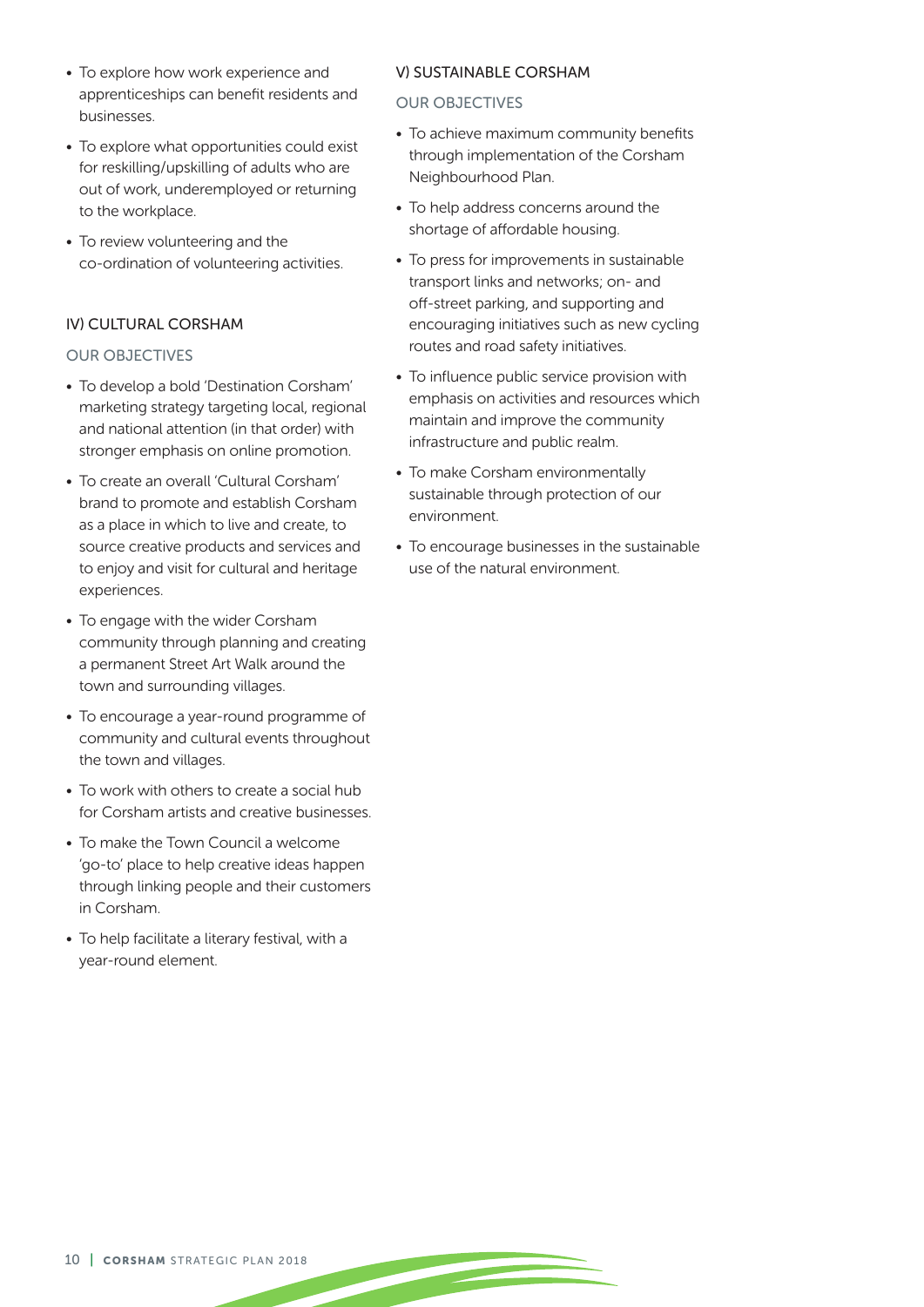- To explore how work experience and apprenticeships can benefit residents and businesses.
- To explore what opportunities could exist for reskilling/upskilling of adults who are out of work, underemployed or returning to the workplace.
- To review volunteering and the co-ordination of volunteering activities.

### IV) CULTURAL CORSHAM

#### OUR OBJECTIVES

- To develop a bold 'Destination Corsham' marketing strategy targeting local, regional and national attention (in that order) with stronger emphasis on online promotion.
- To create an overall 'Cultural Corsham' brand to promote and establish Corsham as a place in which to live and create, to source creative products and services and to enjoy and visit for cultural and heritage experiences.
- To engage with the wider Corsham community through planning and creating a permanent Street Art Walk around the town and surrounding villages.
- To encourage a year-round programme of community and cultural events throughout the town and villages.
- To work with others to create a social hub for Corsham artists and creative businesses.
- To make the Town Council a welcome 'go-to' place to help creative ideas happen through linking people and their customers in Corsham.
- To help facilitate a literary festival, with a year-round element.

### V) SUSTAINABLE CORSHAM

#### OUR OBJECTIVES

- To achieve maximum community benefits through implementation of the Corsham Neighbourhood Plan.
- To help address concerns around the shortage of affordable housing.
- To press for improvements in sustainable transport links and networks; on- and off-street parking, and supporting and encouraging initiatives such as new cycling routes and road safety initiatives.
- To influence public service provision with emphasis on activities and resources which maintain and improve the community infrastructure and public realm.
- To make Corsham environmentally sustainable through protection of our environment.
- To encourage businesses in the sustainable use of the natural environment.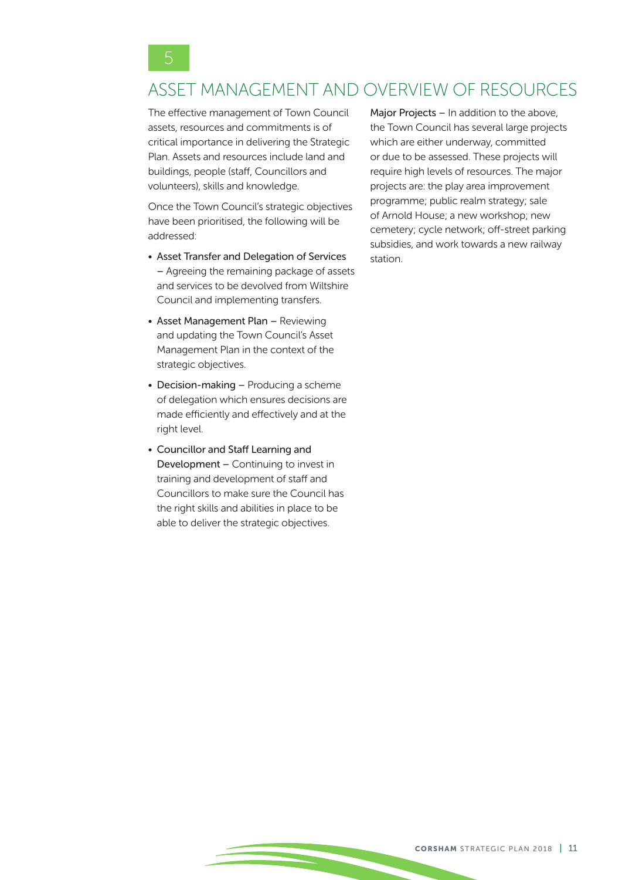# 5

## ASSET MANAGEMENT AND OVERVIEW OF RESOURCES

The effective management of Town Council assets, resources and commitments is of critical importance in delivering the Strategic Plan. Assets and resources include land and buildings, people (staff, Councillors and volunteers), skills and knowledge.

Once the Town Council's strategic objectives have been prioritised, the following will be addressed:

- Asset Transfer and Delegation of Services – Agreeing the remaining package of assets and services to be devolved from Wiltshire Council and implementing transfers.
- Asset Management Plan – Reviewing and updating the Town Council's Asset Management Plan in the context of the strategic objectives.
- Decision-making – Producing a scheme of delegation which ensures decisions are made efficiently and effectively and at the right level.
- Councillor and Staff Learning and Development – Continuing to invest in training and development of staff and Councillors to make sure the Council has the right skills and abilities in place to be able to deliver the strategic objectives.

Major Projects – In addition to the above, the Town Council has several large projects which are either underway, committed or due to be assessed. These projects will require high levels of resources. The major projects are: the play area improvement programme; public realm strategy; sale of Arnold House; a new workshop; new cemetery; cycle network; off-street parking subsidies, and work towards a new railway station.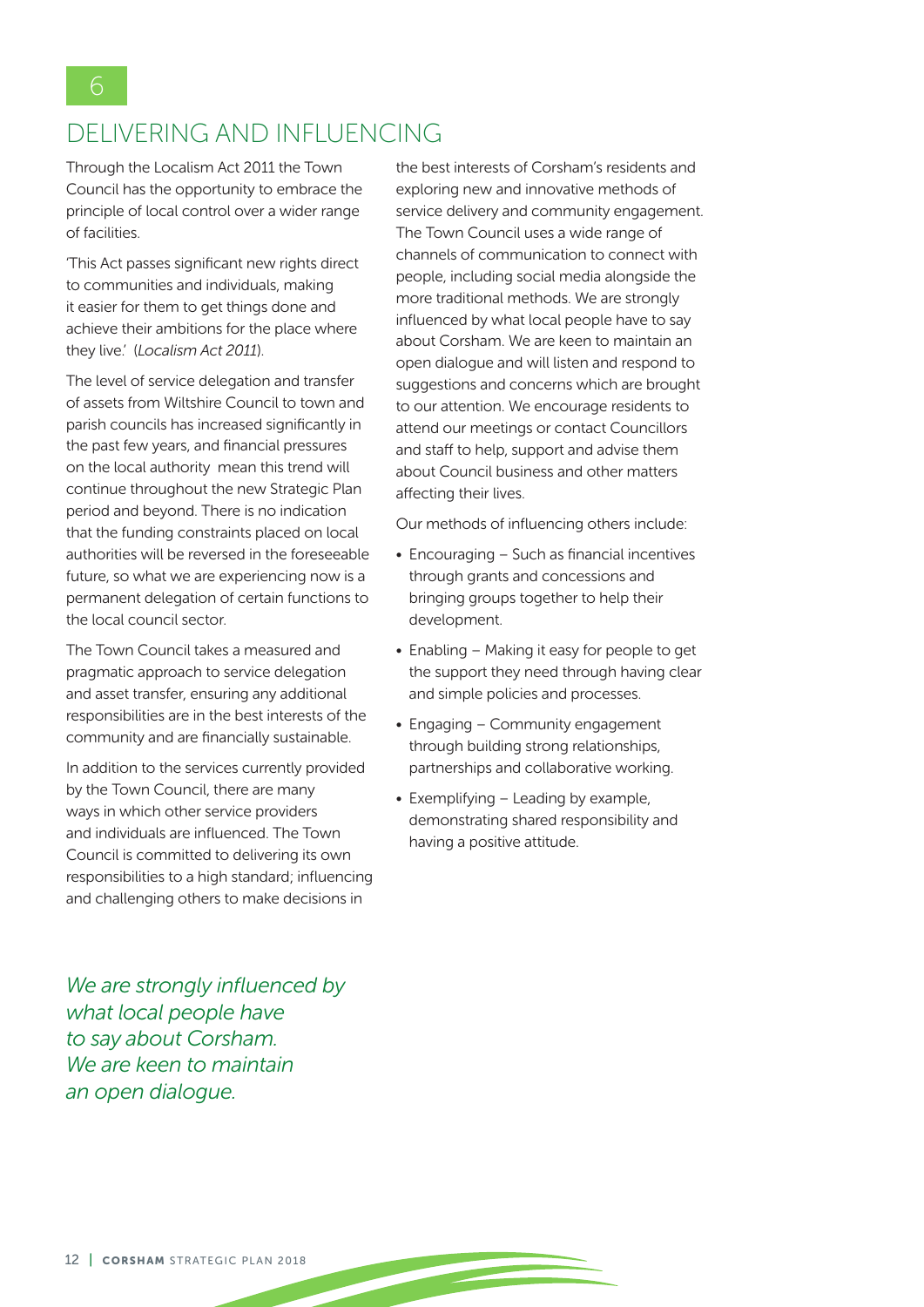6

# DELIVERING AND INFLUENCING

Through the Localism Act 2011 the Town Council has the opportunity to embrace the principle of local control over a wider range of facilities.

'This Act passes significant new rights direct to communities and individuals, making it easier for them to get things done and achieve their ambitions for the place where they live.' (*Localism Act 2011*).

The level of service delegation and transfer of assets from Wiltshire Council to town and parish councils has increased significantly in the past few years, and financial pressures on the local authority mean this trend will continue throughout the new Strategic Plan period and beyond. There is no indication that the funding constraints placed on local authorities will be reversed in the foreseeable future, so what we are experiencing now is a permanent delegation of certain functions to the local council sector.

The Town Council takes a measured and pragmatic approach to service delegation and asset transfer, ensuring any additional responsibilities are in the best interests of the community and are financially sustainable.

In addition to the services currently provided by the Town Council, there are many ways in which other service providers and individuals are influenced. The Town Council is committed to delivering its own responsibilities to a high standard; influencing and challenging others to make decisions in the best interests of Corsham's residents and exploring new and innovative methods of service delivery and community engagement. The Town Council uses a wide range of channels of communication to connect with people, including social media alongside the more traditional methods. We are strongly influenced by what local people have to say about Corsham. We are keen to maintain an open dialogue and will listen and respond to suggestions and concerns which are brought to our attention. We encourage residents to attend our meetings or contact Councillors and staff to help, support and advise them about Council business and other matters affecting their lives.

Our methods of influencing others include:

- Encouraging – Such as financial incentives through grants and concessions and bringing groups together to help their development.
- Enabling – Making it easy for people to get the support they need through having clear and simple policies and processes.
- Engaging – Community engagement through building strong relationships, partnerships and collaborative working.
- Exemplifying – Leading by example, demonstrating shared responsibility and having a positive attitude.

*We are strongly influenced by what local people have to say about Corsham. We are keen to maintain an open dialogue.*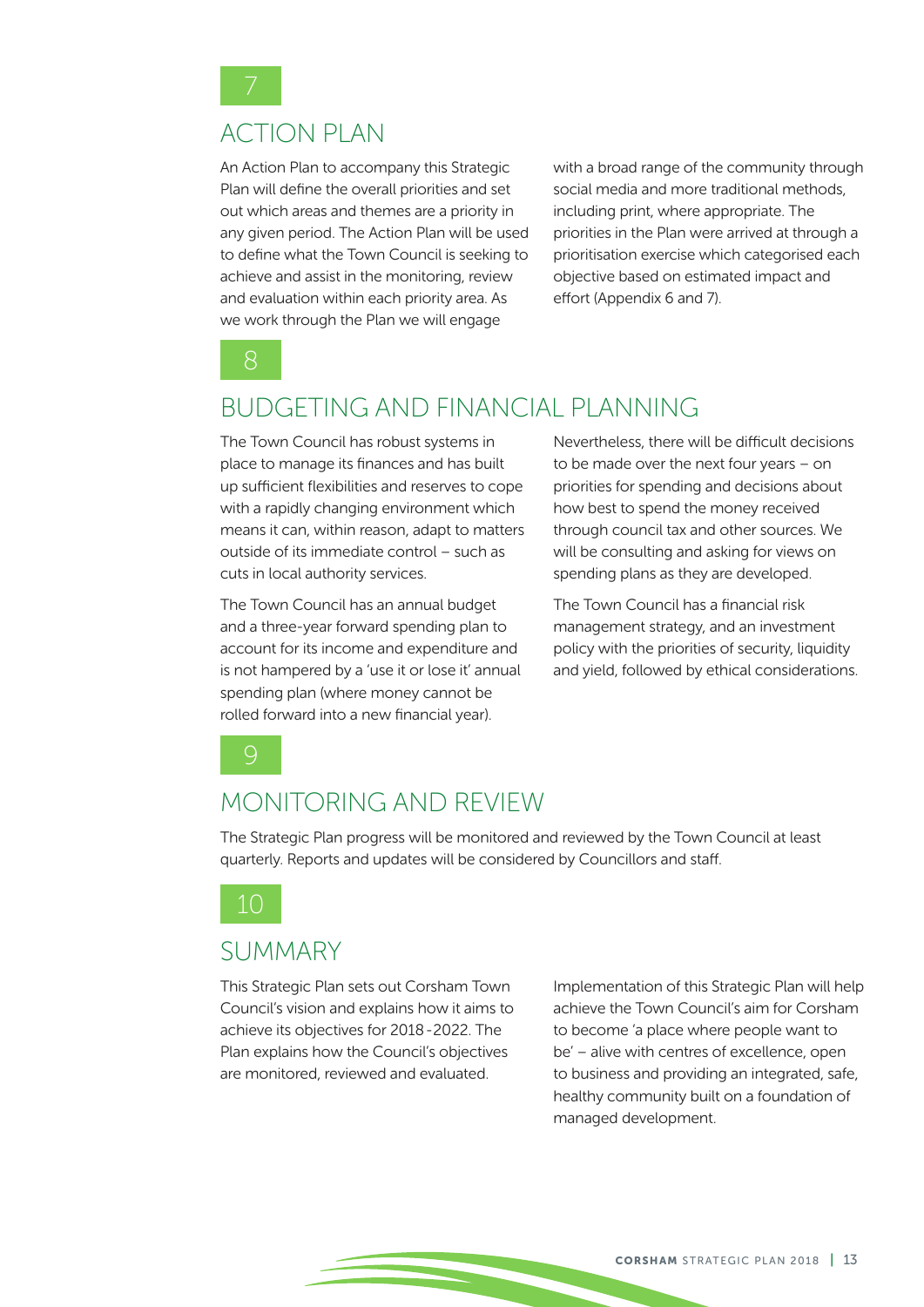## 7

## ACTION PLAN

An Action Plan to accompany this Strategic Plan will define the overall priorities and set out which areas and themes are a priority in any given period. The Action Plan will be used to define what the Town Council is seeking to achieve and assist in the monitoring, review and evaluation within each priority area. As we work through the Plan we will engage with a broad range of the community through social media and more traditional methods, including print, where appropriate. The priorities in the Plan were arrived at through a prioritisation exercise which categorised each objective based on estimated impact and effort (Appendix 6 and 7).

## 8

## BUDGETING AND FINANCIAL PLANNING

The Town Council has robust systems in place to manage its finances and has built up sufficient flexibilities and reserves to cope with a rapidly changing environment which means it can, within reason, adapt to matters outside of its immediate control – such as cuts in local authority services.

The Town Council has an annual budget and a three-year forward spending plan to account for its income and expenditure and is not hampered by a 'use it or lose it' annual spending plan (where money cannot be rolled forward into a new financial year).

Nevertheless, there will be difficult decisions to be made over the next four years – on priorities for spending and decisions about how best to spend the money received through council tax and other sources. We will be consulting and asking for views on spending plans as they are developed.

The Town Council has a financial risk management strategy, and an investment policy with the priorities of security, liquidity and yield, followed by ethical considerations.

## 9

## MONITORING AND REVIEW

The Strategic Plan progress will be monitored and reviewed by the Town Council at least quarterly. Reports and updates will be considered by Councillors and staff.

## 10

## SUMMARY

This Strategic Plan sets out Corsham Town Council's vision and explains how it aims to achieve its objectives for 2018 -2022. The Plan explains how the Council's objectives are monitored, reviewed and evaluated.

Implementation of this Strategic Plan will help achieve the Town Council's aim for Corsham to become 'a place where people want to be' – alive with centres of excellence, open to business and providing an integrated, safe, healthy community built on a foundation of managed development.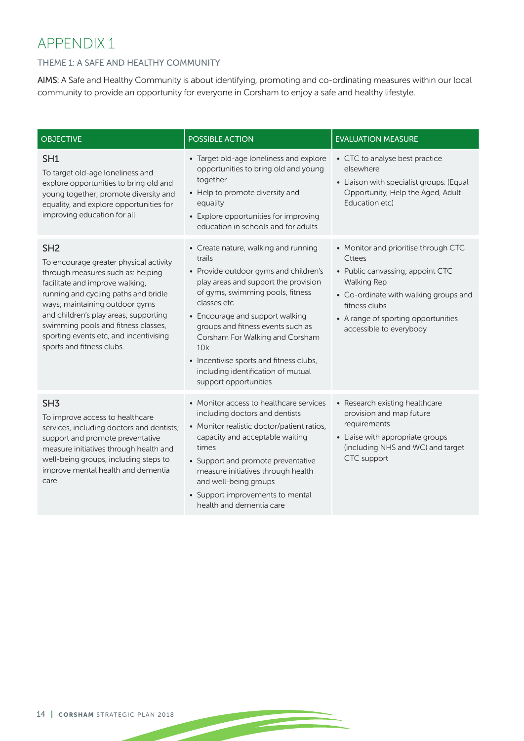# APPENDIX 1

## THEME 1: A SAFE AND HEALTHY COMMUNITY

**AIMS**: A Safe and Healthy Community is about identifying, promoting and co-ordinating measures within our local community to provide an opportunity for everyone in Corsham to enjoy a safe and healthy lifestyle.

| OBJECTIVE | POSSIBLE ACTION | EVALUATION MEASURE |
|---|---|---|
| **SH1**<br>To target old-age loneliness and explore opportunities to bring old and young together; promote diversity and equality, and explore opportunities for improving education for all | • Target old-age loneliness and explore opportunities to bring old and young together<br>• Help to promote diversity and equality<br>• Explore opportunities for improving education in schools and for adults | • CTC to analyse best practice elsewhere<br>• Liaison with specialist groups: (Equal Opportunity, Help the Aged, Adult Education etc) |
| **SH2**<br>To encourage greater physical activity through measures such as: helping facilitate and improve walking, running and cycling paths and bridle ways; maintaining outdoor gyms and children's play areas; supporting swimming pools and fitness classes, sporting events etc, and incentivising sports and fitness clubs. | • Create nature, walking and running trails<br>• Provide outdoor gyms and children's play areas and support the provision of gyms, swimming pools, fitness classes etc<br>• Encourage and support walking groups and fitness events such as Corsham For Walking and Corsham 10k<br>• Incentivise sports and fitness clubs, including identification of mutual support opportunities | • Monitor and prioritise through CTC Cttees<br>• Public canvassing; appoint CTC Walking Rep<br>• Co-ordinate with walking groups and fitness clubs<br>• A range of sporting opportunities accessible to everybody |
| **SH3**<br>To improve access to healthcare services, including doctors and dentists; support and promote preventative measure initiatives through health and well-being groups, including steps to improve mental health and dementia care. | • Monitor access to healthcare services including doctors and dentists<br>• Monitor realistic doctor/patient ratios, capacity and acceptable waiting times<br>• Support and promote preventative measure initiatives through health and well-being groups<br>• Support improvements to mental health and dementia care | • Research existing healthcare provision and map future requirements<br>• Liaise with appropriate groups (including NHS and WC) and target CTC support |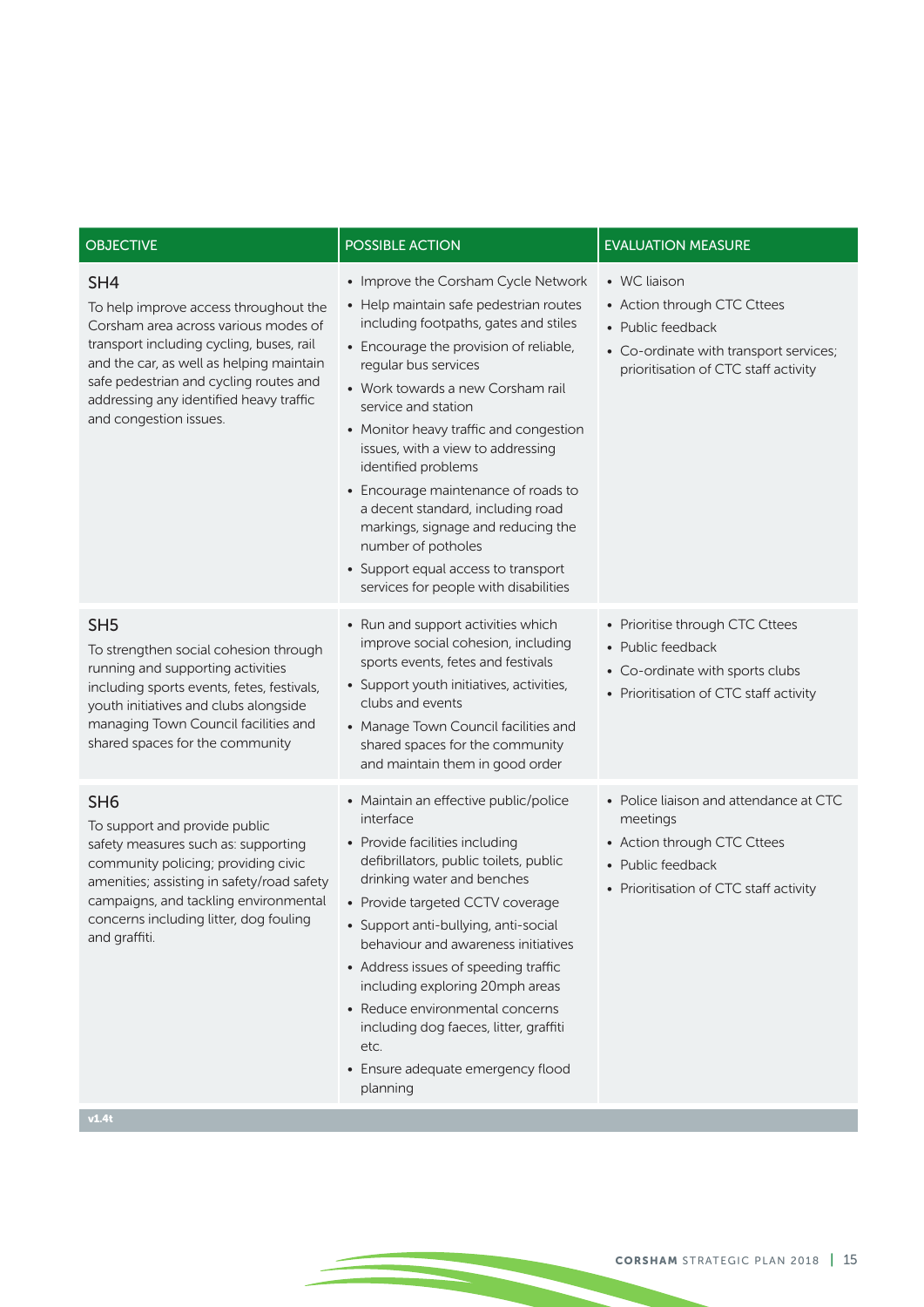| OBJECTIVE | POSSIBLE ACTION | EVALUATION MEASURE |
|---|---|---|
| **SH4**<br>To help improve access throughout the Corsham area across various modes of transport including cycling, buses, rail and the car, as well as helping maintain safe pedestrian and cycling routes and addressing any identified heavy traffic and congestion issues. | • Improve the Corsham Cycle Network<br>• Help maintain safe pedestrian routes including footpaths, gates and stiles<br>• Encourage the provision of reliable, regular bus services<br>• Work towards a new Corsham rail service and station<br>• Monitor heavy traffic and congestion issues, with a view to addressing identified problems<br>• Encourage maintenance of roads to a decent standard, including road markings, signage and reducing the number of potholes<br>• Support equal access to transport services for people with disabilities | • WC liaison<br>• Action through CTC Cttees<br>• Public feedback<br>• Co-ordinate with transport services; prioritisation of CTC staff activity |
| **SH5**<br>To strengthen social cohesion through running and supporting activities including sports events, fetes, festivals, youth initiatives and clubs alongside managing Town Council facilities and shared spaces for the community | • Run and support activities which improve social cohesion, including sports events, fetes and festivals<br>• Support youth initiatives, activities, clubs and events<br>• Manage Town Council facilities and shared spaces for the community and maintain them in good order | • Prioritise through CTC Cttees<br>• Public feedback<br>• Co-ordinate with sports clubs<br>• Prioritisation of CTC staff activity |
| **SH6**<br>To support and provide public safety measures such as: supporting community policing; providing civic amenities; assisting in safety/road safety campaigns, and tackling environmental concerns including litter, dog fouling and graffiti. | • Maintain an effective public/police interface<br>• Provide facilities including defibrillators, public toilets, public drinking water and benches<br>• Provide targeted CCTV coverage<br>• Support anti-bullying, anti-social behaviour and awareness initiatives<br>• Address issues of speeding traffic including exploring 20mph areas<br>• Reduce environmental concerns including dog faeces, litter, graffiti etc.<br>• Ensure adequate emergency flood planning | • Police liaison and attendance at CTC meetings<br>• Action through CTC Cttees<br>• Public feedback<br>• Prioritisation of CTC staff activity |

v1.4t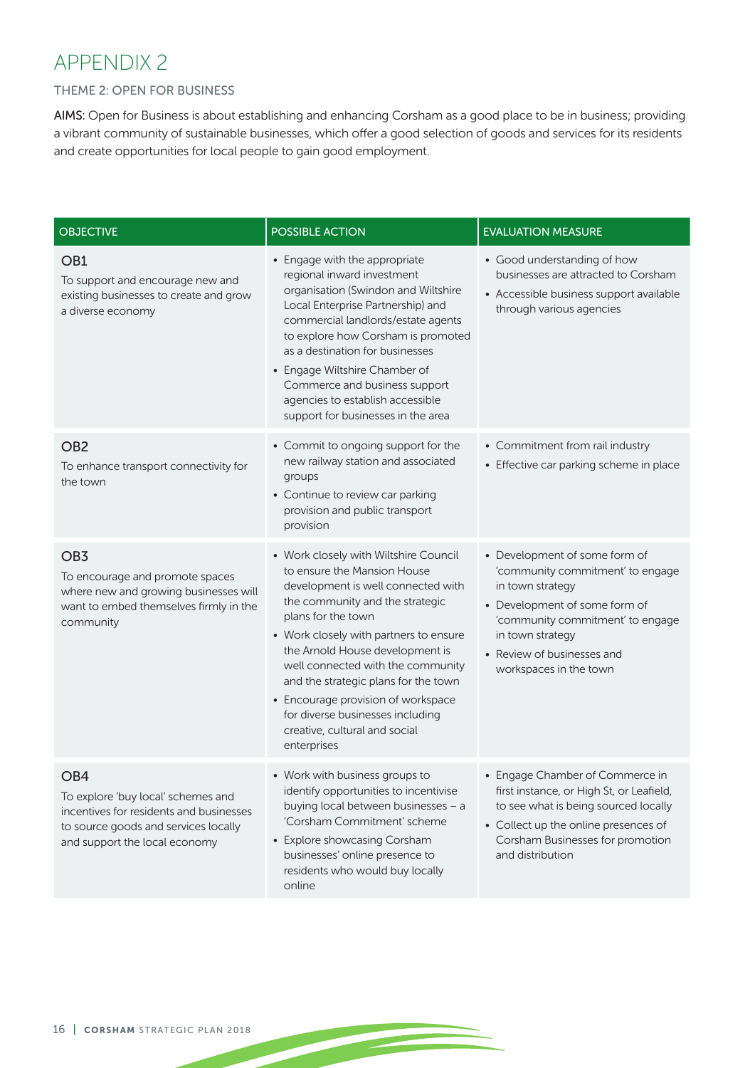# APPENDIX 2

## THEME 2: OPEN FOR BUSINESS

**AIMS**: Open for Business is about establishing and enhancing Corsham as a good place to be in business; providing a vibrant community of sustainable businesses, which offer a good selection of goods and services for its residents and create opportunities for local people to gain good employment.

| OBJECTIVE | POSSIBLE ACTION | EVALUATION MEASURE |
|---|---|---|
| **OB1**<br>To support and encourage new and existing businesses to create and grow a diverse economy | • Engage with the appropriate regional inward investment organisation (Swindon and Wiltshire Local Enterprise Partnership) and commercial landlords/estate agents to explore how Corsham is promoted as a destination for businesses<br>• Engage Wiltshire Chamber of Commerce and business support agencies to establish accessible support for businesses in the area | • Good understanding of how businesses are attracted to Corsham<br>• Accessible business support available through various agencies |
| **OB2**<br>To enhance transport connectivity for the town | • Commit to ongoing support for the new railway station and associated groups<br>• Continue to review car parking provision and public transport provision | • Commitment from rail industry<br>• Effective car parking scheme in place |
| **OB3**<br>To encourage and promote spaces where new and growing businesses will want to embed themselves firmly in the community | • Work closely with Wiltshire Council to ensure the Mansion House development is well connected with the community and the strategic plans for the town<br>• Work closely with partners to ensure the Arnold House development is well connected with the community and the strategic plans for the town<br>• Encourage provision of workspace for diverse businesses including creative, cultural and social enterprises | • Development of some form of 'community commitment' to engage in town strategy<br>• Development of some form of 'community commitment' to engage in town strategy<br>• Review of businesses and workspaces in the town |
| **OB4**<br>To explore 'buy local' schemes and incentives for residents and businesses to source goods and services locally and support the local economy | • Work with business groups to identify opportunities to incentivise buying local between businesses – a 'Corsham Commitment' scheme<br>• Explore showcasing Corsham businesses' online presence to residents who would buy locally online | • Engage Chamber of Commerce in first instance, or High St, or Leafield, to see what is being sourced locally<br>• Collect up the online presences of Corsham Businesses for promotion and distribution |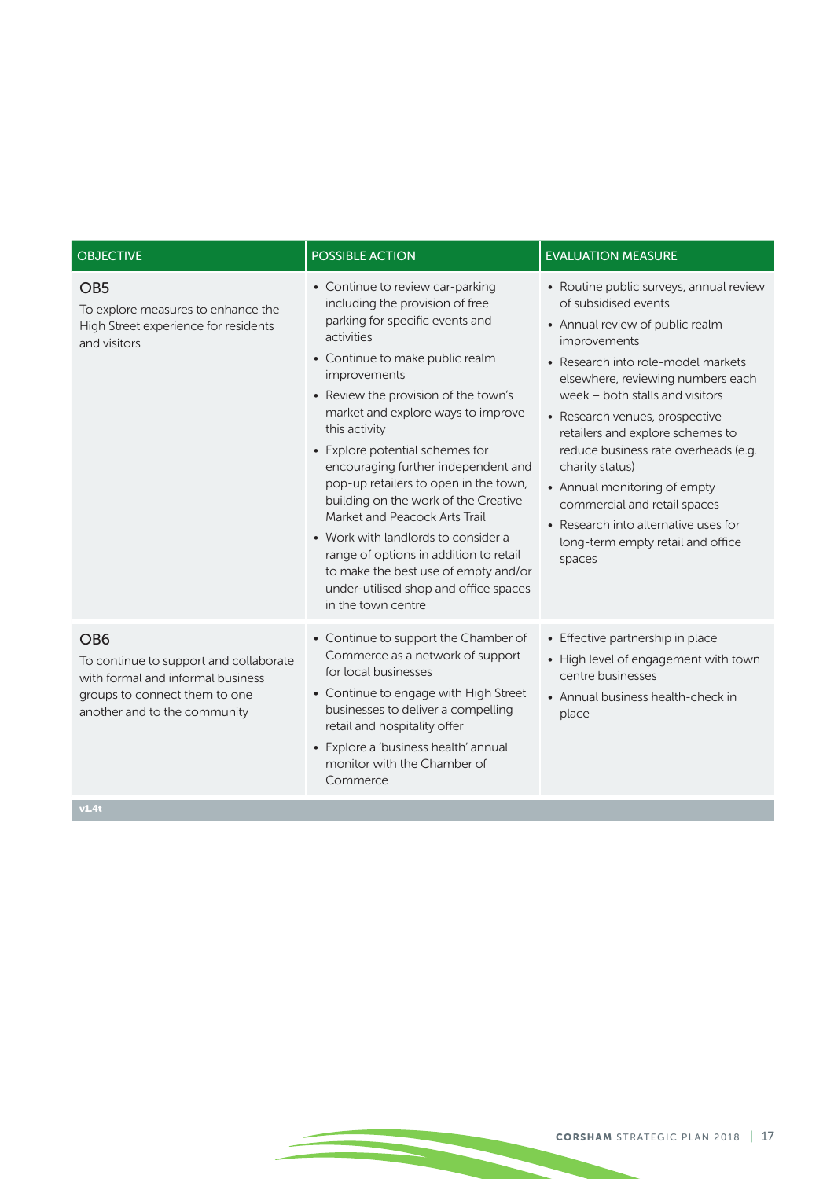| OBJECTIVE | POSSIBLE ACTION | EVALUATION MEASURE |
|---|---|---|
| **OB5**<br>To explore measures to enhance the High Street experience for residents and visitors | • Continue to review car-parking including the provision of free parking for specific events and activities<br>• Continue to make public realm improvements<br>• Review the provision of the town's market and explore ways to improve this activity<br>• Explore potential schemes for encouraging further independent and pop-up retailers to open in the town, building on the work of the Creative Market and Peacock Arts Trail<br>• Work with landlords to consider a range of options in addition to retail to make the best use of empty and/or under-utilised shop and office spaces in the town centre | • Routine public surveys, annual review of subsidised events<br>• Annual review of public realm improvements<br>• Research into role-model markets elsewhere, reviewing numbers each week – both stalls and visitors<br>• Research venues, prospective retailers and explore schemes to reduce business rate overheads (e.g. charity status)<br>• Annual monitoring of empty commercial and retail spaces<br>• Research into alternative uses for long-term empty retail and office spaces |
| **OB6**<br>To continue to support and collaborate with formal and informal business groups to connect them to one another and to the community | • Continue to support the Chamber of Commerce as a network of support for local businesses<br>• Continue to engage with High Street businesses to deliver a compelling retail and hospitality offer<br>• Explore a 'business health' annual monitor with the Chamber of Commerce | • Effective partnership in place<br>• High level of engagement with town centre businesses<br>• Annual business health-check in place |

v1.4t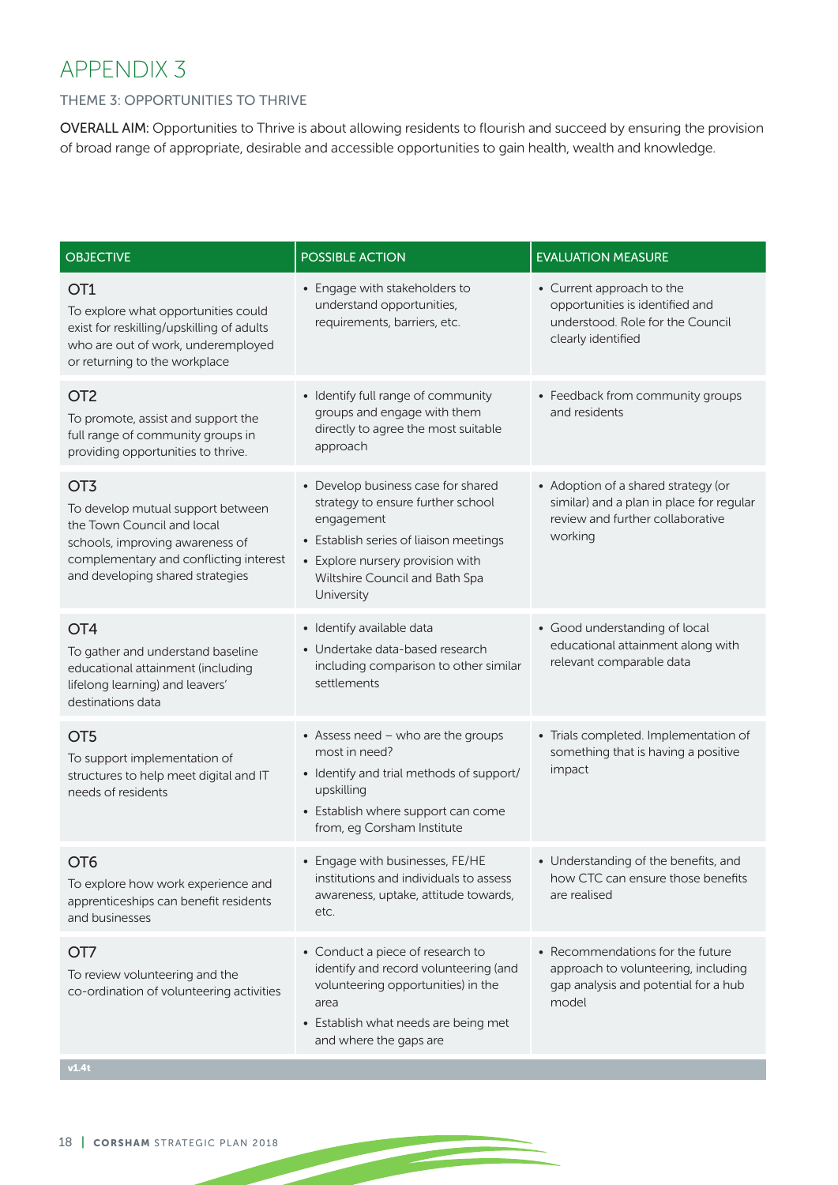# APPENDIX 3

## THEME 3: OPPORTUNITIES TO THRIVE

**OVERALL AIM:** Opportunities to Thrive is about allowing residents to flourish and succeed by ensuring the provision of broad range of appropriate, desirable and accessible opportunities to gain health, wealth and knowledge.

| OBJECTIVE | POSSIBLE ACTION | EVALUATION MEASURE |
|---|---|---|
| **OT1**<br>To explore what opportunities could exist for reskilling/upskilling of adults who are out of work, underemployed or returning to the workplace | • Engage with stakeholders to understand opportunities, requirements, barriers, etc. | • Current approach to the opportunities is identified and understood. Role for the Council clearly identified |
| **OT2**<br>To promote, assist and support the full range of community groups in providing opportunities to thrive. | • Identify full range of community groups and engage with them directly to agree the most suitable approach | • Feedback from community groups and residents |
| **OT3**<br>To develop mutual support between the Town Council and local schools, improving awareness of complementary and conflicting interest and developing shared strategies | • Develop business case for shared strategy to ensure further school engagement<br>• Establish series of liaison meetings<br>• Explore nursery provision with Wiltshire Council and Bath Spa University | • Adoption of a shared strategy (or similar) and a plan in place for regular review and further collaborative working |
| **OT4**<br>To gather and understand baseline educational attainment (including lifelong learning) and leavers' destinations data | • Identify available data<br>• Undertake data-based research including comparison to other similar settlements | • Good understanding of local educational attainment along with relevant comparable data |
| **OT5**<br>To support implementation of structures to help meet digital and IT needs of residents | • Assess need – who are the groups most in need?<br>• Identify and trial methods of support/ upskilling<br>• Establish where support can come from, eg Corsham Institute | • Trials completed. Implementation of something that is having a positive impact |
| **OT6**<br>To explore how work experience and apprenticeships can benefit residents and businesses | • Engage with businesses, FE/HE institutions and individuals to assess awareness, uptake, attitude towards, etc. | • Understanding of the benefits, and how CTC can ensure those benefits are realised |
| **OT7**<br>To review volunteering and the co-ordination of volunteering activities | • Conduct a piece of research to identify and record volunteering (and volunteering opportunities) in the area<br>• Establish what needs are being met and where the gaps are | • Recommendations for the future approach to volunteering, including gap analysis and potential for a hub model |

v1.4t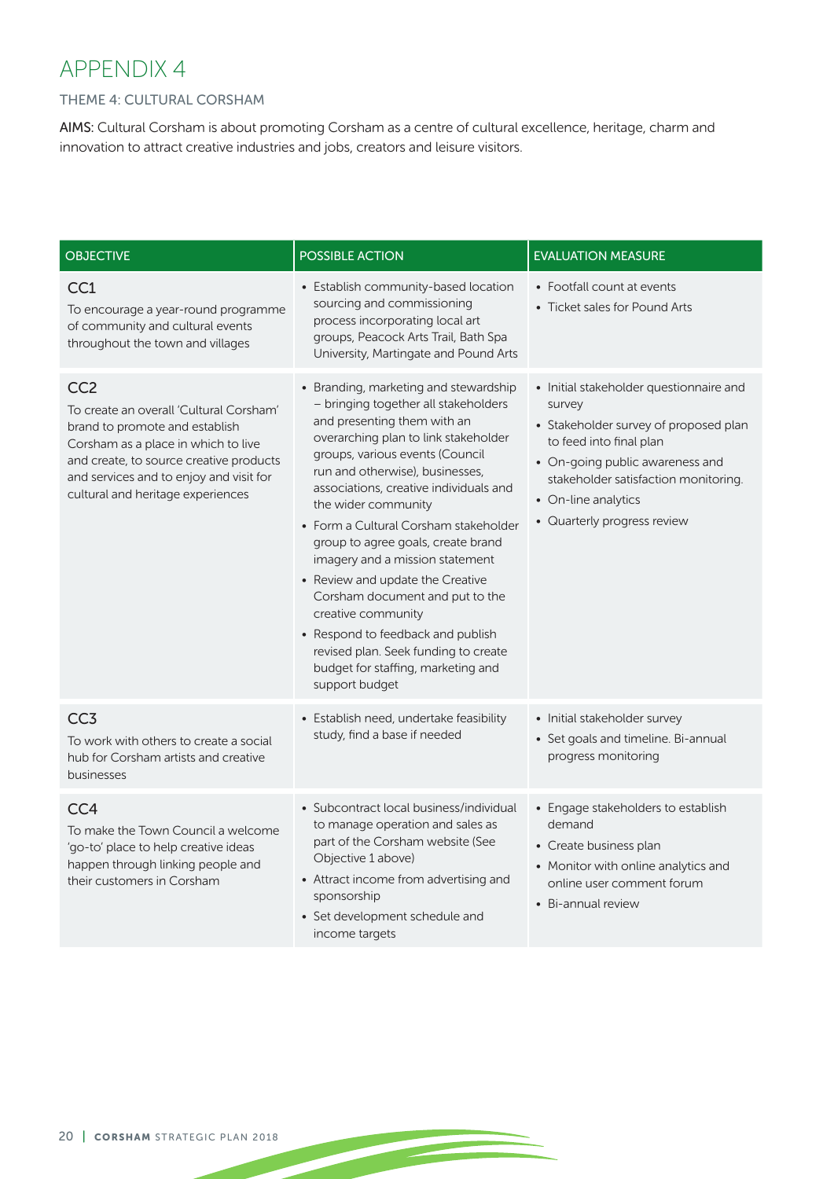# APPENDIX 4

## THEME 4: CULTURAL CORSHAM

**AIMS**: Cultural Corsham is about promoting Corsham as a centre of cultural excellence, heritage, charm and innovation to attract creative industries and jobs, creators and leisure visitors.

| OBJECTIVE | POSSIBLE ACTION | EVALUATION MEASURE |
|---|---|---|
| **CC1**<br>To encourage a year-round programme of community and cultural events throughout the town and villages | • Establish community-based location sourcing and commissioning process incorporating local art groups, Peacock Arts Trail, Bath Spa University, Martingate and Pound Arts | • Footfall count at events<br>• Ticket sales for Pound Arts |
| **CC2**<br>To create an overall 'Cultural Corsham' brand to promote and establish Corsham as a place in which to live and create, to source creative products and services and to enjoy and visit for cultural and heritage experiences | • Branding, marketing and stewardship – bringing together all stakeholders and presenting them with an overarching plan to link stakeholder groups, various events (Council run and otherwise), businesses, associations, creative individuals and the wider community<br>• Form a Cultural Corsham stakeholder group to agree goals, create brand imagery and a mission statement<br>• Review and update the Creative Corsham document and put to the creative community<br>• Respond to feedback and publish revised plan. Seek funding to create budget for staffing, marketing and support budget | • Initial stakeholder questionnaire and survey<br>• Stakeholder survey of proposed plan to feed into final plan<br>• On-going public awareness and stakeholder satisfaction monitoring.<br>• On-line analytics<br>• Quarterly progress review |
| **CC3**<br>To work with others to create a social hub for Corsham artists and creative businesses | • Establish need, undertake feasibility study, find a base if needed | • Initial stakeholder survey<br>• Set goals and timeline. Bi-annual progress monitoring |
| **CC4**<br>To make the Town Council a welcome 'go-to' place to help creative ideas happen through linking people and their customers in Corsham | • Subcontract local business/individual to manage operation and sales as part of the Corsham website (See Objective 1 above)<br>• Attract income from advertising and sponsorship<br>• Set development schedule and income targets | • Engage stakeholders to establish demand<br>• Create business plan<br>• Monitor with online analytics and online user comment forum<br>• Bi-annual review |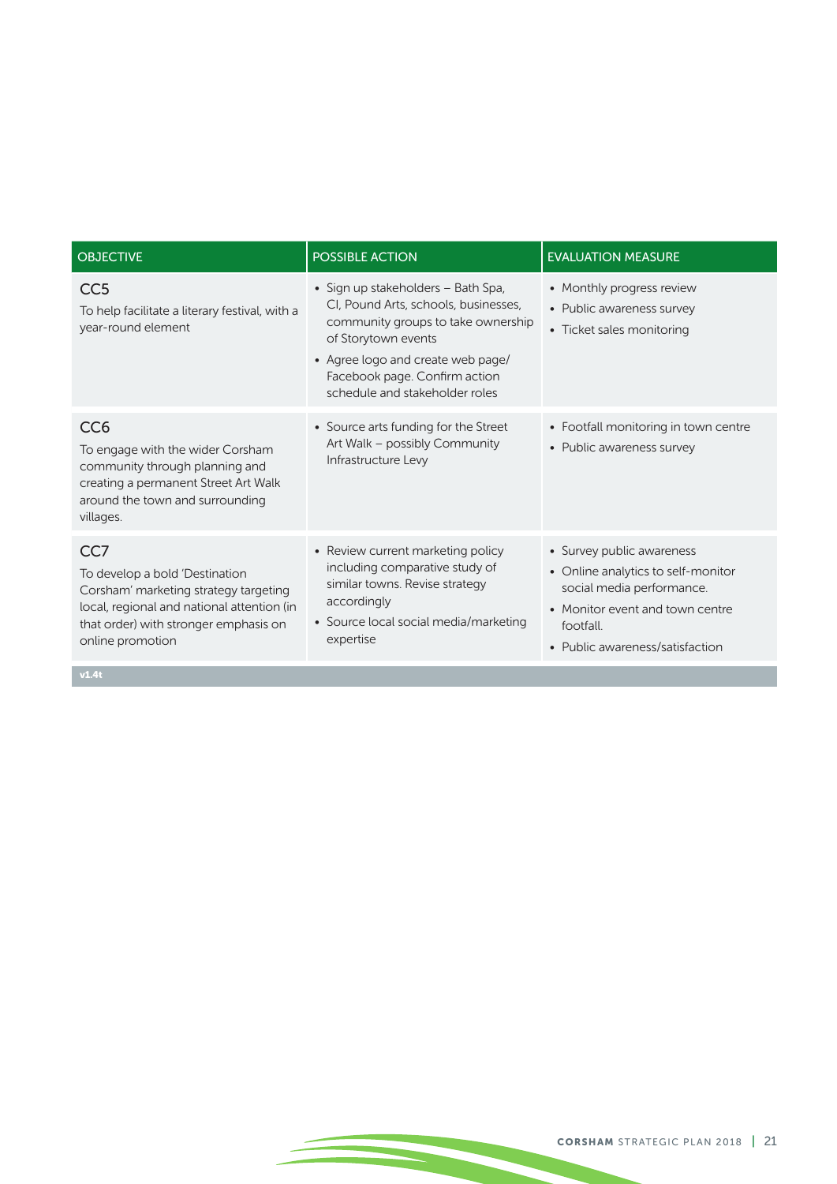| OBJECTIVE | POSSIBLE ACTION | EVALUATION MEASURE |
|---|---|---|
| **CC5**<br>To help facilitate a literary festival, with a year-round element | • Sign up stakeholders – Bath Spa, CI, Pound Arts, schools, businesses, community groups to take ownership of Storytown events<br>• Agree logo and create web page/ Facebook page. Confirm action schedule and stakeholder roles | • Monthly progress review<br>• Public awareness survey<br>• Ticket sales monitoring |
| **CC6**<br>To engage with the wider Corsham community through planning and creating a permanent Street Art Walk around the town and surrounding villages. | • Source arts funding for the Street Art Walk – possibly Community Infrastructure Levy | • Footfall monitoring in town centre<br>• Public awareness survey |
| **CC7**<br>To develop a bold 'Destination Corsham' marketing strategy targeting local, regional and national attention (in that order) with stronger emphasis on online promotion | • Review current marketing policy including comparative study of similar towns. Revise strategy accordingly<br>• Source local social media/marketing expertise | • Survey public awareness<br>• Online analytics to self-monitor social media performance.<br>• Monitor event and town centre footfall.<br>• Public awareness/satisfaction |

v1.4t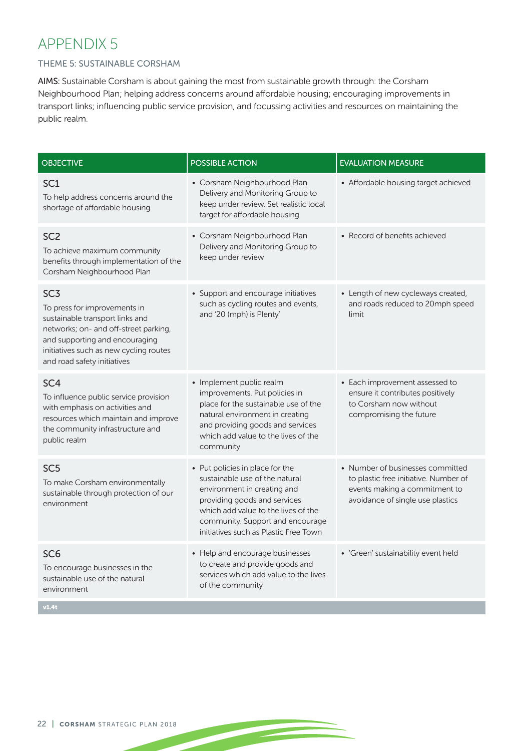# APPENDIX 5

## THEME 5: SUSTAINABLE CORSHAM

**AIMS:** Sustainable Corsham is about gaining the most from sustainable growth through: the Corsham Neighbourhood Plan; helping address concerns around affordable housing; encouraging improvements in transport links; influencing public service provision, and focussing activities and resources on maintaining the public realm.

| OBJECTIVE | POSSIBLE ACTION | EVALUATION MEASURE |
|---|---|---|
| **SC1**<br>To help address concerns around the shortage of affordable housing | • Corsham Neighbourhood Plan Delivery and Monitoring Group to keep under review. Set realistic local target for affordable housing | • Affordable housing target achieved |
| **SC2**<br>To achieve maximum community benefits through implementation of the Corsham Neighbourhood Plan | • Corsham Neighbourhood Plan Delivery and Monitoring Group to keep under review | • Record of benefits achieved |
| **SC3**<br>To press for improvements in sustainable transport links and networks; on- and off-street parking, and supporting and encouraging initiatives such as new cycling routes and road safety initiatives | • Support and encourage initiatives such as cycling routes and events, and '20 (mph) is Plenty' | • Length of new cycleways created, and roads reduced to 20mph speed limit |
| **SC4**<br>To influence public service provision with emphasis on activities and resources which maintain and improve the community infrastructure and public realm | • Implement public realm improvements. Put policies in place for the sustainable use of the natural environment in creating and providing goods and services which add value to the lives of the community | • Each improvement assessed to ensure it contributes positively to Corsham now without compromising the future |
| **SC5**<br>To make Corsham environmentally sustainable through protection of our environment | • Put policies in place for the sustainable use of the natural environment in creating and providing goods and services which add value to the lives of the community. Support and encourage initiatives such as Plastic Free Town | • Number of businesses committed to plastic free initiative. Number of events making a commitment to avoidance of single use plastics |
| **SC6**<br>To encourage businesses in the sustainable use of the natural environment | • Help and encourage businesses to create and provide goods and services which add value to the lives of the community | • 'Green' sustainability event held |

v1.4t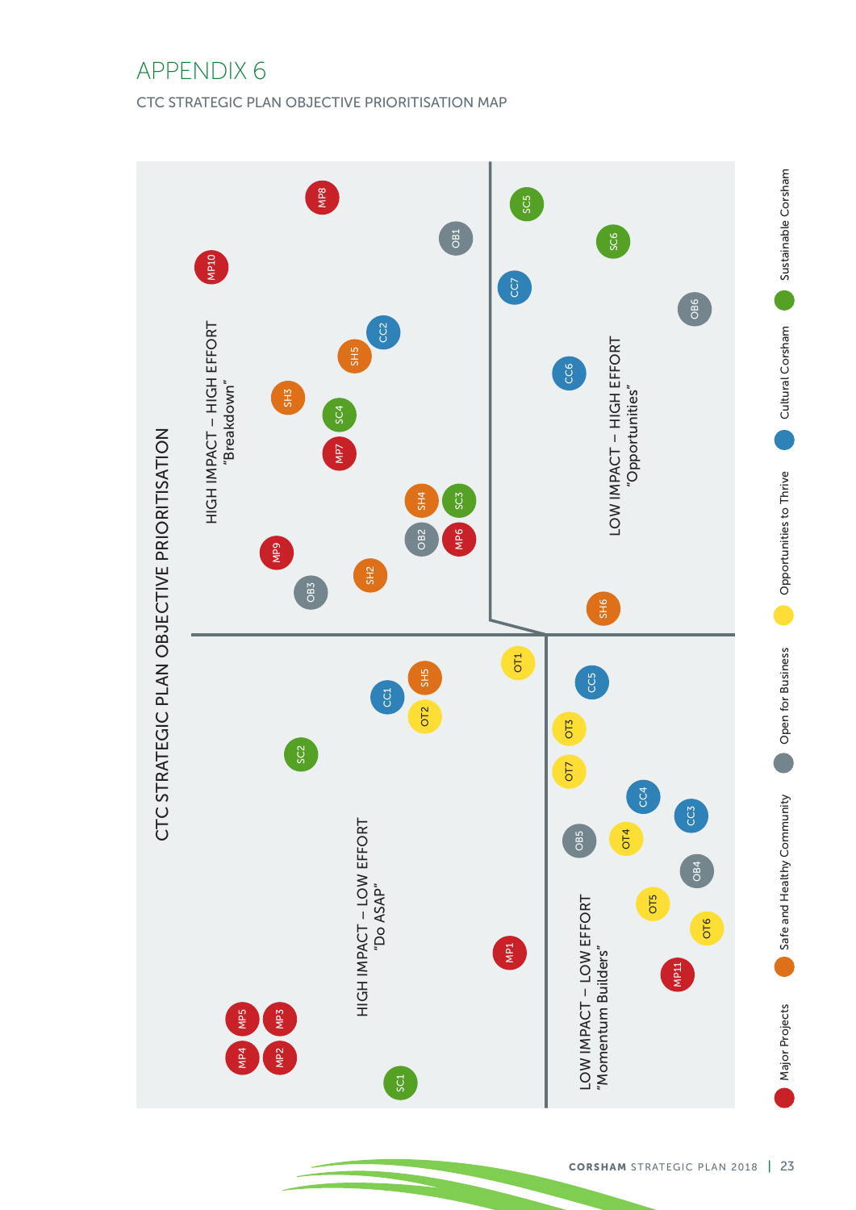# APPENDIX 6

CTC STRATEGIC PLAN OBJECTIVE PRIORITISATION MAP

## CTC STRATEGIC PLAN OBJECTIVE PRIORITISATION

**HIGH IMPACT – HIGH EFFORT "Breakdown"**: MP10, MP8, OB1, CC2, SH5, SH3, SC4, MP7, SH4, SC3, OB2, MP6, MP9, SH2, OB3

**LOW IMPACT – HIGH EFFORT "Opportunities"**: SC5, SC6, CC7, OB6, CC6, SH6

**HIGH IMPACT – LOW EFFORT "Do ASAP"**: OT1, SH5, CC1, OT2, SC2, MP1, MP5, MP3, MP4, MP2, SC1

**LOW IMPACT – LOW EFFORT "Momentum Builders"**: CC5, OT3, OT7, CC4, CC3, OB5, OT4, OB4, OT5, OT6, MP11

Key: Major Projects (MP) · Safe and Healthy Community (SH) · Open for Business (OB) · Opportunities to Thrive (OT) · Cultural Corsham (CC) · Sustainable Corsham (SC)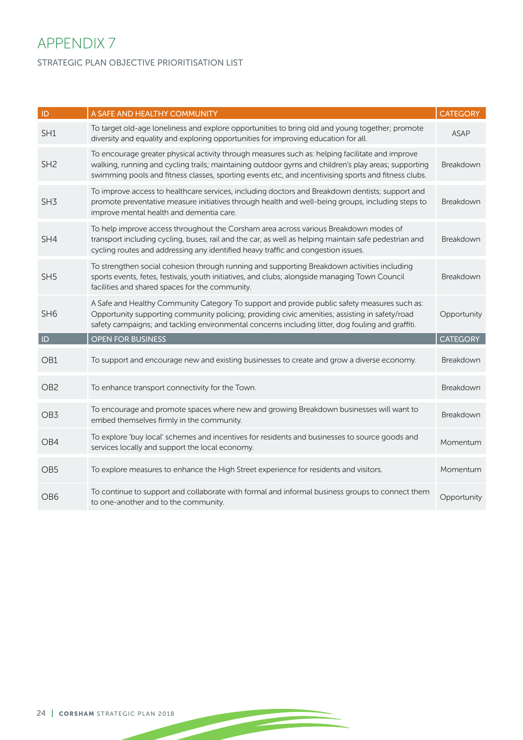# APPENDIX 7

STRATEGIC PLAN OBJECTIVE PRIORITISATION LIST

| ID | A SAFE AND HEALTHY COMMUNITY | CATEGORY |
|---|---|---|
| SH1 | To target old-age loneliness and explore opportunities to bring old and young together; promote diversity and equality and exploring opportunities for improving education for all. | ASAP |
| SH2 | To encourage greater physical activity through measures such as: helping facilitate and improve walking, running and cycling trails; maintaining outdoor gyms and children's play areas; supporting swimming pools and fitness classes, sporting events etc, and incentivising sports and fitness clubs. | Breakdown |
| SH3 | To improve access to healthcare services, including doctors and Breakdown dentists; support and promote preventative measure initiatives through health and well-being groups, including steps to improve mental health and dementia care. | Breakdown |
| SH4 | To help improve access throughout the Corsham area across various Breakdown modes of transport including cycling, buses, rail and the car, as well as helping maintain safe pedestrian and cycling routes and addressing any identified heavy traffic and congestion issues. | Breakdown |
| SH5 | To strengthen social cohesion through running and supporting Breakdown activities including sports events, fetes, festivals, youth initiatives, and clubs; alongside managing Town Council facilities and shared spaces for the community. | Breakdown |
| SH6 | A Safe and Healthy Community Category To support and provide public safety measures such as: Opportunity supporting community policing; providing civic amenities; assisting in safety/road safety campaigns; and tackling environmental concerns including litter, dog fouling and graffiti. | Opportunity |
| **ID** | **OPEN FOR BUSINESS** | **CATEGORY** |
| OB1 | To support and encourage new and existing businesses to create and grow a diverse economy. | Breakdown |
| OB2 | To enhance transport connectivity for the Town. | Breakdown |
| OB3 | To encourage and promote spaces where new and growing Breakdown businesses will want to embed themselves firmly in the community. | Breakdown |
| OB4 | To explore 'buy local' schemes and incentives for residents and businesses to source goods and services locally and support the local economy. | Momentum |
| OB5 | To explore measures to enhance the High Street experience for residents and visitors. | Momentum |
| OB6 | To continue to support and collaborate with formal and informal business groups to connect them to one-another and to the community. | Opportunity |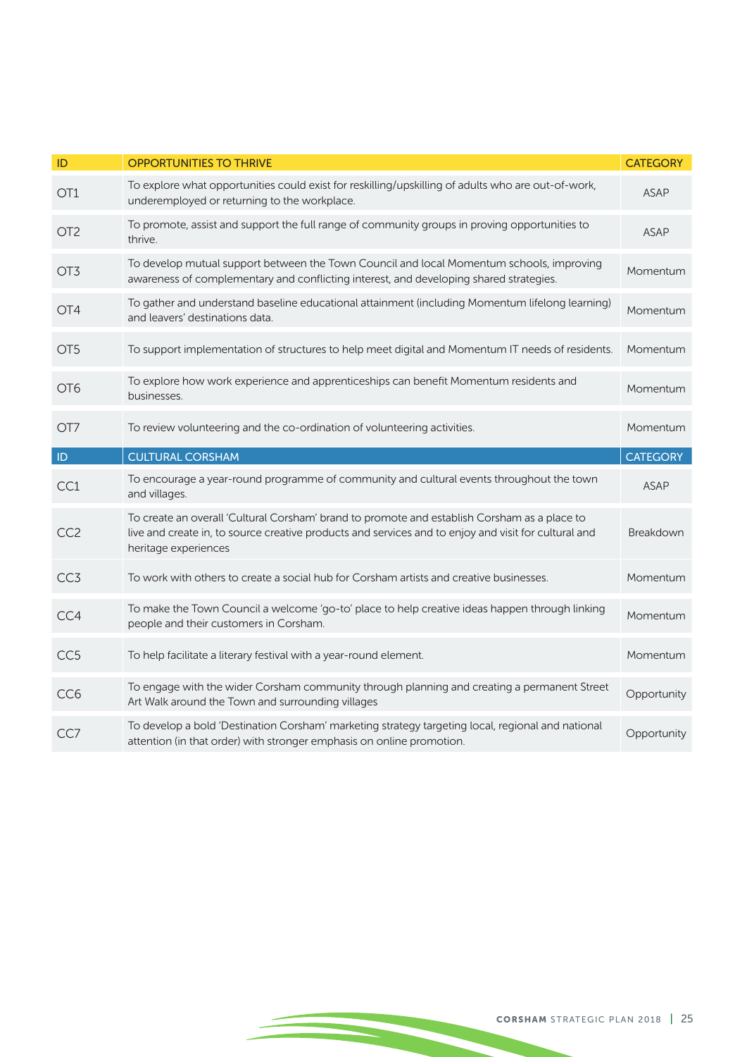| ID | OPPORTUNITIES TO THRIVE | CATEGORY |
|---|---|---|
| OT1 | To explore what opportunities could exist for reskilling/upskilling of adults who are out-of-work, underemployed or returning to the workplace. | ASAP |
| OT2 | To promote, assist and support the full range of community groups in proving opportunities to thrive. | ASAP |
| OT3 | To develop mutual support between the Town Council and local Momentum schools, improving awareness of complementary and conflicting interest, and developing shared strategies. | Momentum |
| OT4 | To gather and understand baseline educational attainment (including Momentum lifelong learning) and leavers' destinations data. | Momentum |
| OT5 | To support implementation of structures to help meet digital and Momentum IT needs of residents. | Momentum |
| OT6 | To explore how work experience and apprenticeships can benefit Momentum residents and businesses. | Momentum |
| OT7 | To review volunteering and the co-ordination of volunteering activities. | Momentum |
| **ID** | **CULTURAL CORSHAM** | **CATEGORY** |
| CC1 | To encourage a year-round programme of community and cultural events throughout the town and villages. | ASAP |
| CC2 | To create an overall 'Cultural Corsham' brand to promote and establish Corsham as a place to live and create in, to source creative products and services and to enjoy and visit for cultural and heritage experiences | Breakdown |
| CC3 | To work with others to create a social hub for Corsham artists and creative businesses. | Momentum |
| CC4 | To make the Town Council a welcome 'go-to' place to help creative ideas happen through linking people and their customers in Corsham. | Momentum |
| CC5 | To help facilitate a literary festival with a year-round element. | Momentum |
| CC6 | To engage with the wider Corsham community through planning and creating a permanent Street Art Walk around the Town and surrounding villages | Opportunity |
| CC7 | To develop a bold 'Destination Corsham' marketing strategy targeting local, regional and national attention (in that order) with stronger emphasis on online promotion. | Opportunity |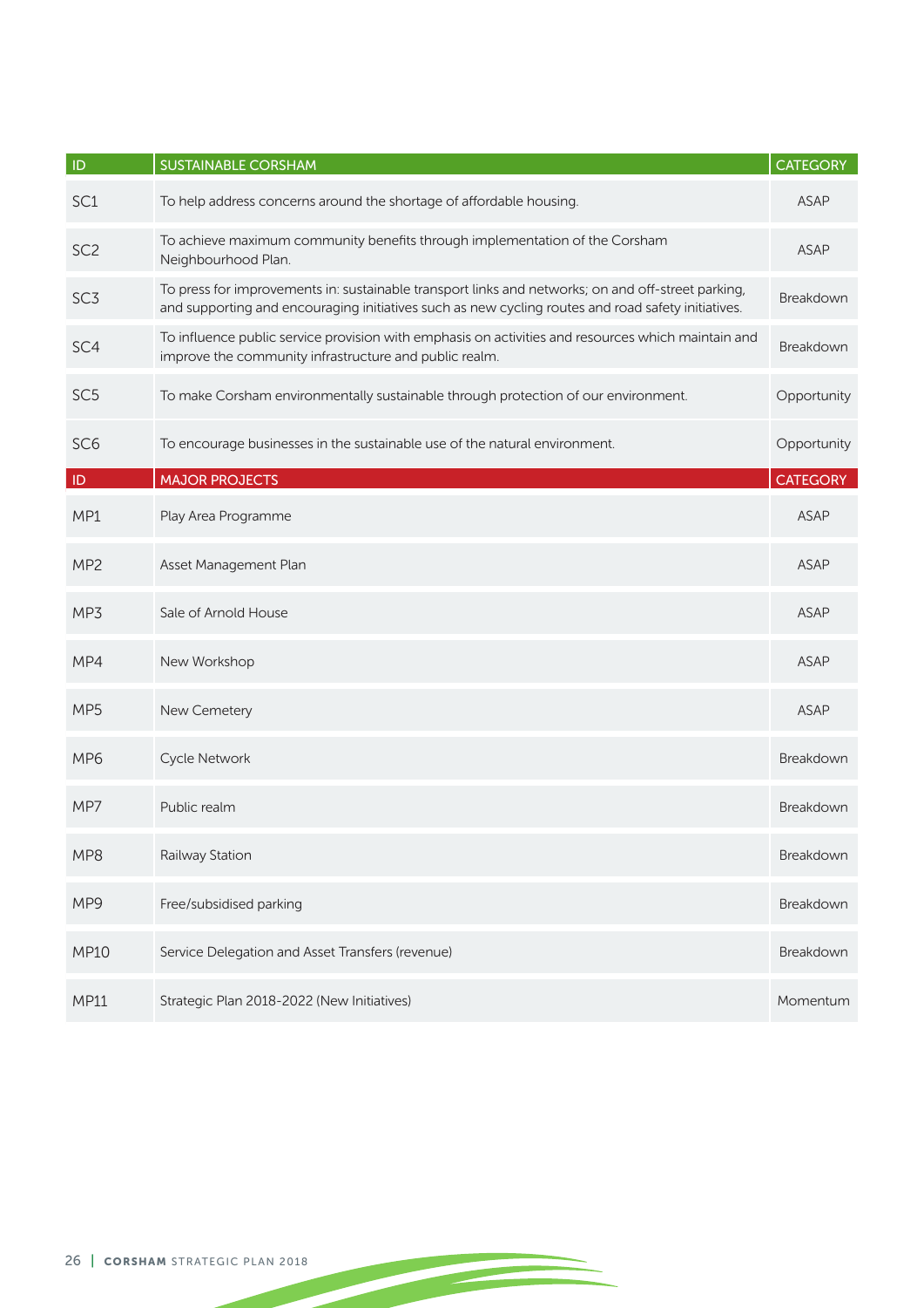| ID | SUSTAINABLE CORSHAM | CATEGORY |
|---|---|---|
| SC1 | To help address concerns around the shortage of affordable housing. | ASAP |
| SC2 | To achieve maximum community benefits through implementation of the Corsham Neighbourhood Plan. | ASAP |
| SC3 | To press for improvements in: sustainable transport links and networks; on and off-street parking, and supporting and encouraging initiatives such as new cycling routes and road safety initiatives. | Breakdown |
| SC4 | To influence public service provision with emphasis on activities and resources which maintain and improve the community infrastructure and public realm. | Breakdown |
| SC5 | To make Corsham environmentally sustainable through protection of our environment. | Opportunity |
| SC6 | To encourage businesses in the sustainable use of the natural environment. | Opportunity |

| ID | MAJOR PROJECTS | CATEGORY |
|---|---|---|
| MP1 | Play Area Programme | ASAP |
| MP2 | Asset Management Plan | ASAP |
| MP3 | Sale of Arnold House | ASAP |
| MP4 | New Workshop | ASAP |
| MP5 | New Cemetery | ASAP |
| MP6 | Cycle Network | Breakdown |
| MP7 | Public realm | Breakdown |
| MP8 | Railway Station | Breakdown |
| MP9 | Free/subsidised parking | Breakdown |
| MP10 | Service Delegation and Asset Transfers (revenue) | Breakdown |
| MP11 | Strategic Plan 2018-2022 (New Initiatives) | Momentum |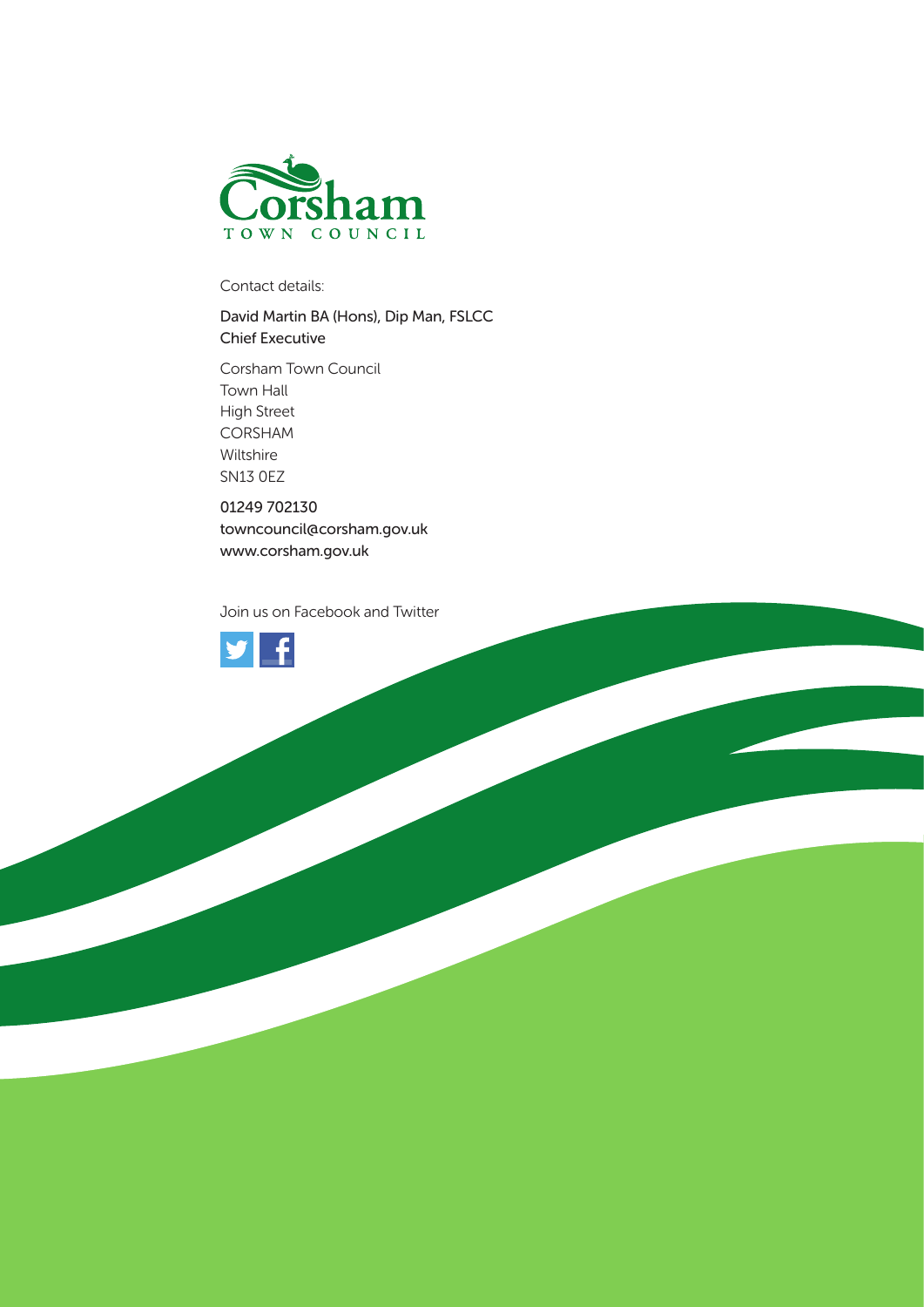Corsham

TOWN COUNCIL

Contact details:

David Martin BA (Hons), Dip Man, FSLCC
Chief Executive

Corsham Town Council
Town Hall
High Street
CORSHAM
Wiltshire
SN13 0EZ

01249 702130
towncouncil@corsham.gov.uk
www.corsham.gov.uk

Join us on Facebook and Twitter